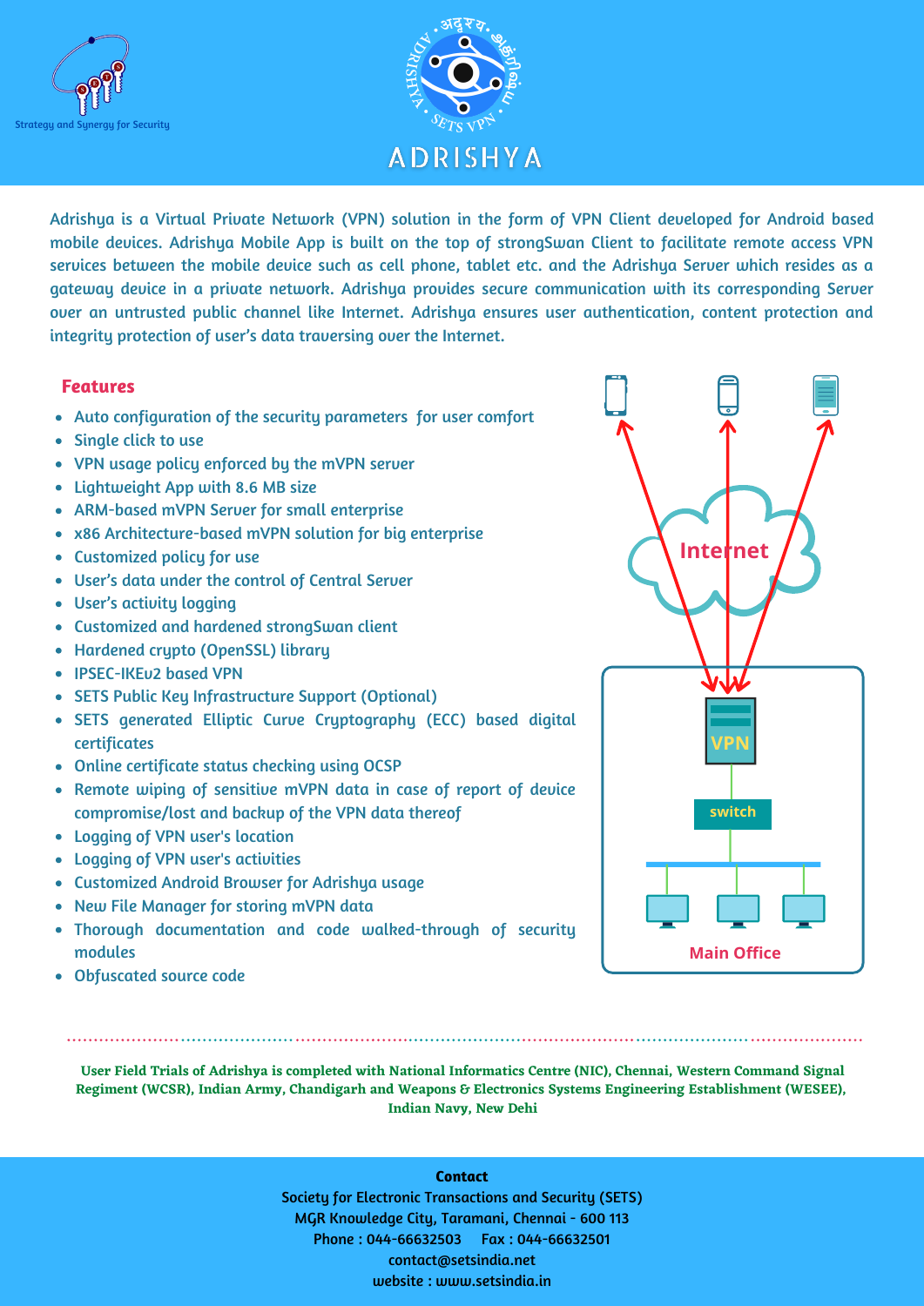Strategy and Synergy for Security

# ADRISHYA

Adrishya is a Virtual Private Network (VPN) solution in the form of VPN Client developed for Android based mobile devices. Adrishya Mobile App is built on the top of strongSwan Client to facilitate remote access VPN services between the mobile device such as cell phone, tablet etc. and the Adrishya Server which resides as a gateway device in a private network. Adrishya provides secure communication with its corresponding Server over an untrusted public channel like Internet. Adrishya ensures user authentication, content protection and integrity protection of user's data traversing over the Internet.

## Features

- Auto configuration of the security parameters for user comfort
- Single click to use
- VPN usage policy enforced by the mVPN server
- Lightweight App with 8.6 MB size
- ARM-based mVPN Server for small enterprise
- x86 Architecture-based mVPN solution for big enterprise
- Customized policy for use
- User's data under the control of Central Server
- User's activity logging
- Customized and hardened strongSwan client
- Hardened crypto (OpenSSL) library
- IPSEC-IKEv2 based VPN
- SETS Public Key Infrastructure Support (Optional)
- SETS generated Elliptic Curve Cryptography (ECC) based digital certificates
- Online certificate status checking using OCSP
- Remote wiping of sensitive mVPN data in case of report of device compromise/lost and backup of the VPN data thereof
- Logging of VPN user's location
- Logging of VPN user's activities
- Customized Android Browser for Adrishya usage
- New File Manager for storing mVPN data
- Thorough documentation and code walked-through of security modules
- Obfuscated source code

Internet

VPN

switch

Main Office

**User Field Trials of Adrishya is completed with National Informatics Centre (NIC), Chennai, Western Command Signal Regiment (WCSR), Indian Army, Chandigarh and Weapons & Electronics Systems Engineering Establishment (WESEE), Indian Navy, New Dehi**

**Contact**

Society for Electronic Transactions and Security (SETS)
MGR Knowledge City, Taramani, Chennai - 600 113
Phone : 044-66632503 Fax : 044-66632501
contact@setsindia.net
website : www.setsindia.in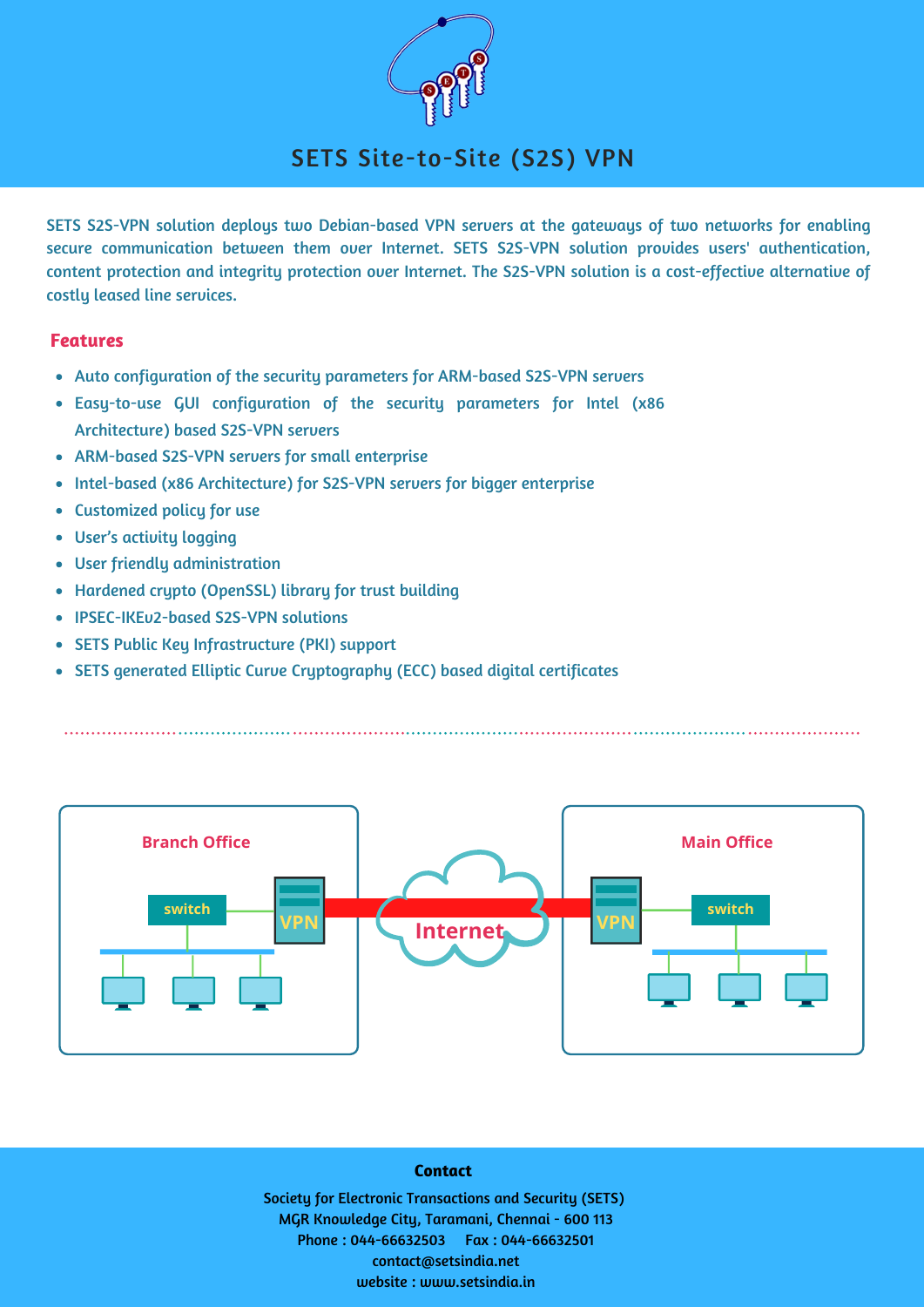# SETS Site-to-Site (S2S) VPN

SETS S2S-VPN solution deploys two Debian-based VPN servers at the gateways of two networks for enabling secure communication between them over Internet. SETS S2S-VPN solution provides users' authentication, content protection and integrity protection over Internet. The S2S-VPN solution is a cost-effective alternative of costly leased line services.

## Features

- Auto configuration of the security parameters for ARM-based S2S-VPN servers
- Easy-to-use GUI configuration of the security parameters for Intel (x86 Architecture) based S2S-VPN servers
- ARM-based S2S-VPN servers for small enterprise
- Intel-based (x86 Architecture) for S2S-VPN servers for bigger enterprise
- Customized policy for use
- User's activity logging
- User friendly administration
- Hardened crypto (OpenSSL) library for trust building
- IPSEC-IKEv2-based S2S-VPN solutions
- SETS Public Key Infrastructure (PKI) support
- SETS generated Elliptic Curve Cryptography (ECC) based digital certificates

Branch Office
switch
VPN
Internet
VPN
switch
Main Office

**Contact**

Society for Electronic Transactions and Security (SETS)
MGR Knowledge City, Taramani, Chennai - 600 113
Phone : 044-66632503 Fax : 044-66632501
contact@setsindia.net
website : www.setsindia.in